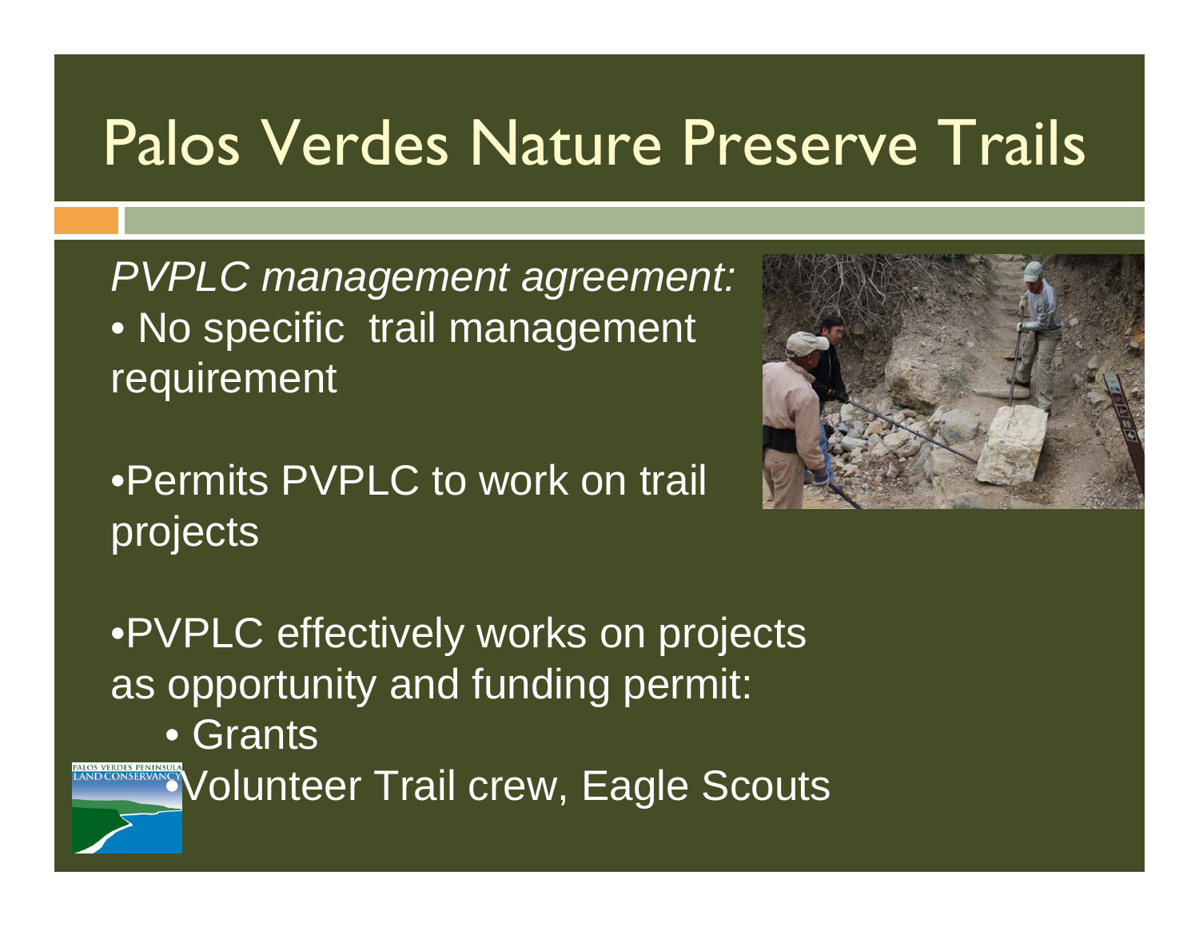# Palos Verdes Nature Preserve Trails

*PVPLC management agreement:*

- No specific trail management requirement
- Permits PVPLC to work on trail projects
- PVPLC effectively works on projects as opportunity and funding permit:
  - Grants
  - Volunteer Trail crew, Eagle Scouts

PALOS VERDES PENINSULA LAND CONSERVANCY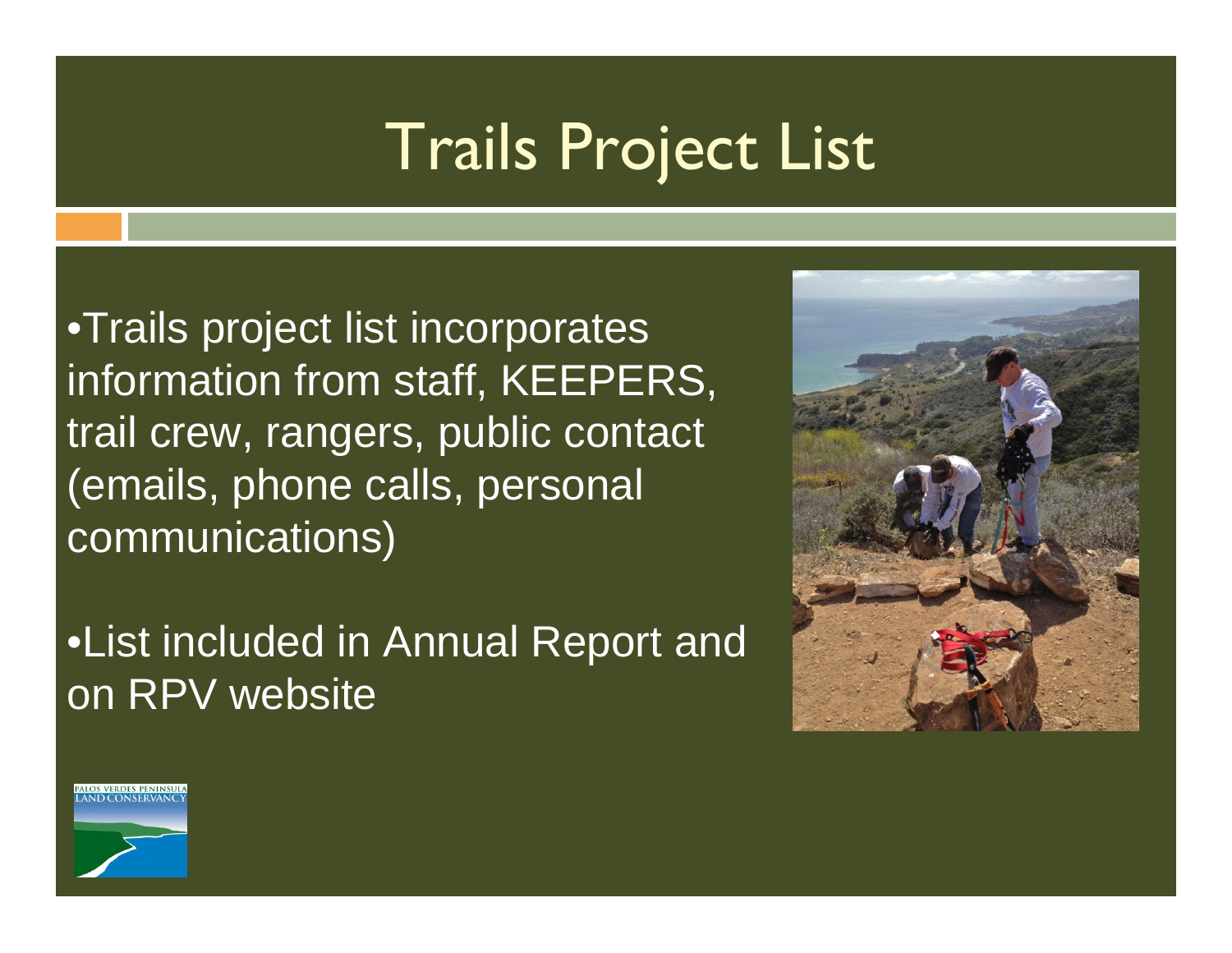# Trails Project List

- Trails project list incorporates information from staff, KEEPERS, trail crew, rangers, public contact (emails, phone calls, personal communications)
- List included in Annual Report and on RPV website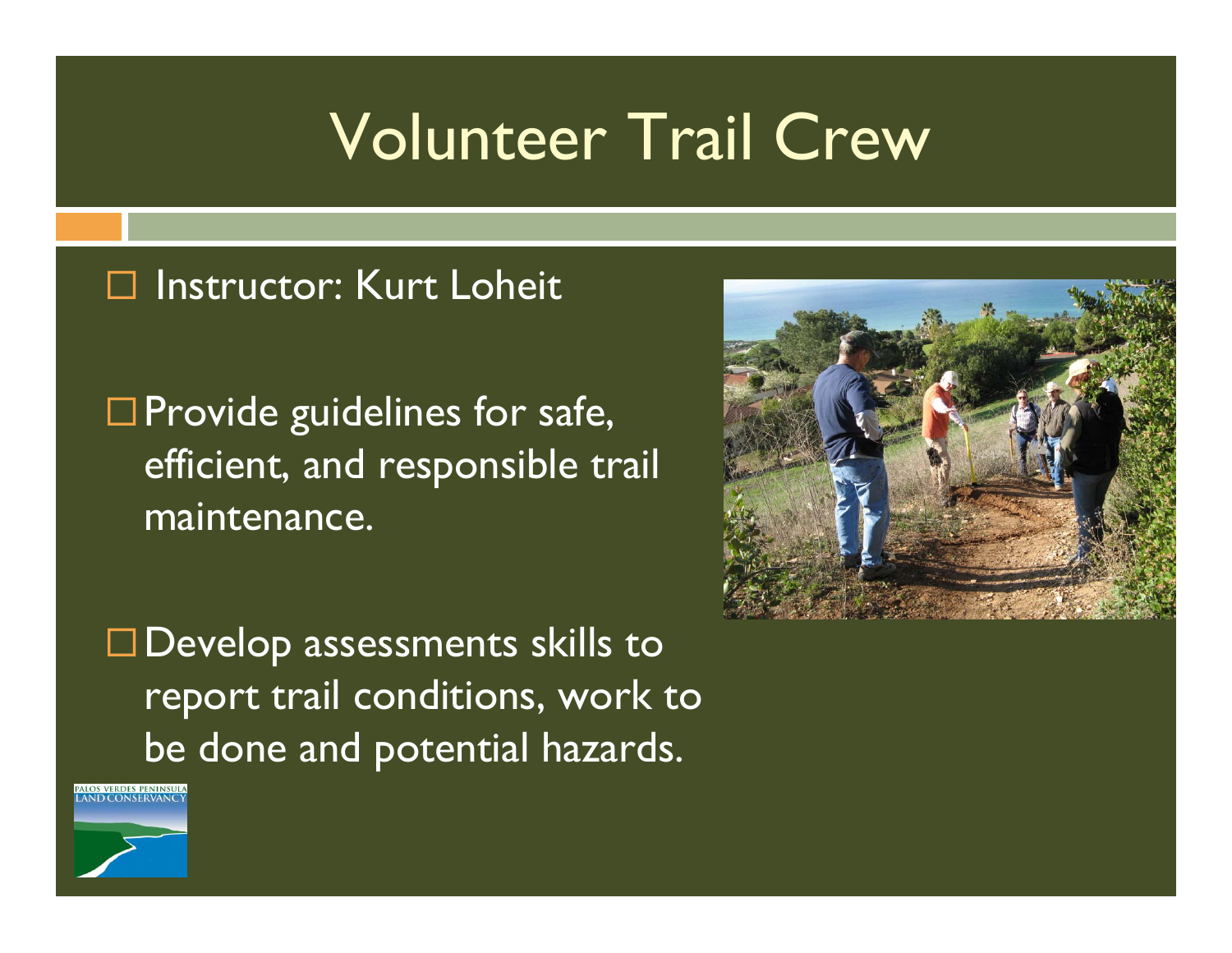# Volunteer Trail Crew

- Instructor: Kurt Loheit

- Provide guidelines for safe, efficient, and responsible trail maintenance.

- Develop assessments skills to report trail conditions, work to be done and potential hazards.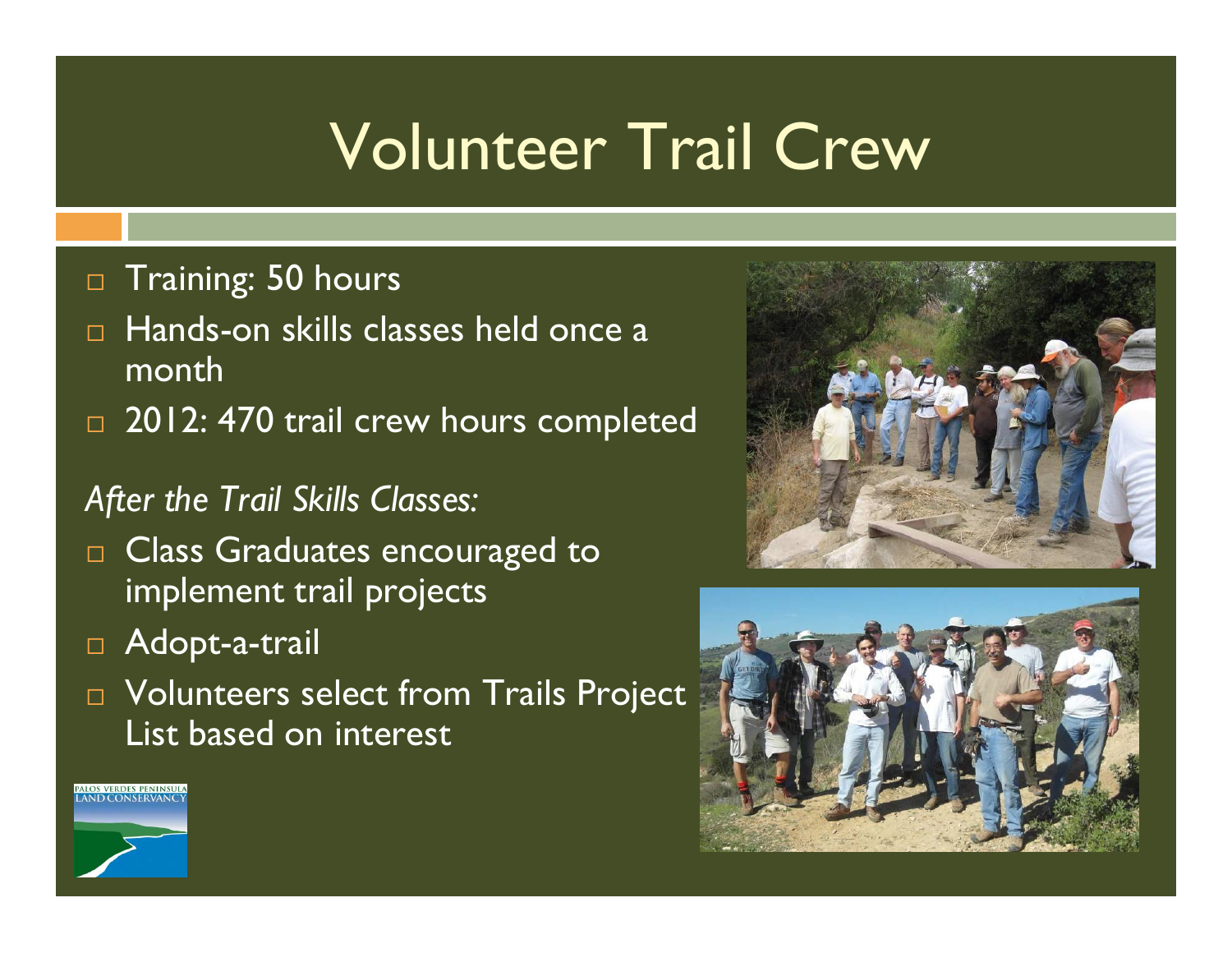# Volunteer Trail Crew

- Training: 50 hours
- Hands-on skills classes held once a month
- 2012: 470 trail crew hours completed

*After the Trail Skills Classes:*

- Class Graduates encouraged to implement trail projects
- Adopt-a-trail
- Volunteers select from Trails Project List based on interest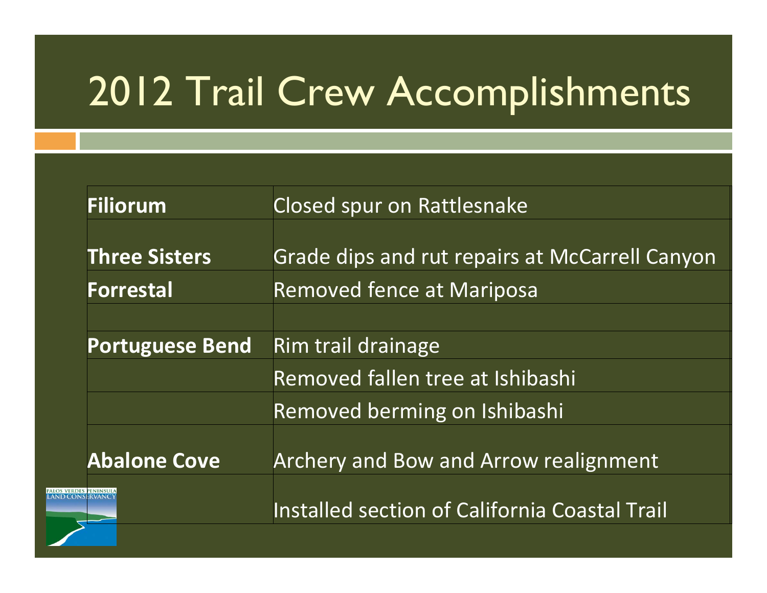# 2012 Trail Crew Accomplishments

| | |
|---|---|
| **Filiorum** | Closed spur on Rattlesnake |
| **Three Sisters** | Grade dips and rut repairs at McCarrell Canyon |
| **Forrestal** | Removed fence at Mariposa |
| | |
| **Portuguese Bend** | Rim trail drainage |
| | Removed fallen tree at Ishibashi |
| | Removed berming on Ishibashi |
| **Abalone Cove** | Archery and Bow and Arrow realignment |
| | Installed section of California Coastal Trail |

PALOS VERDES PENINSULA LAND CONSERVANCY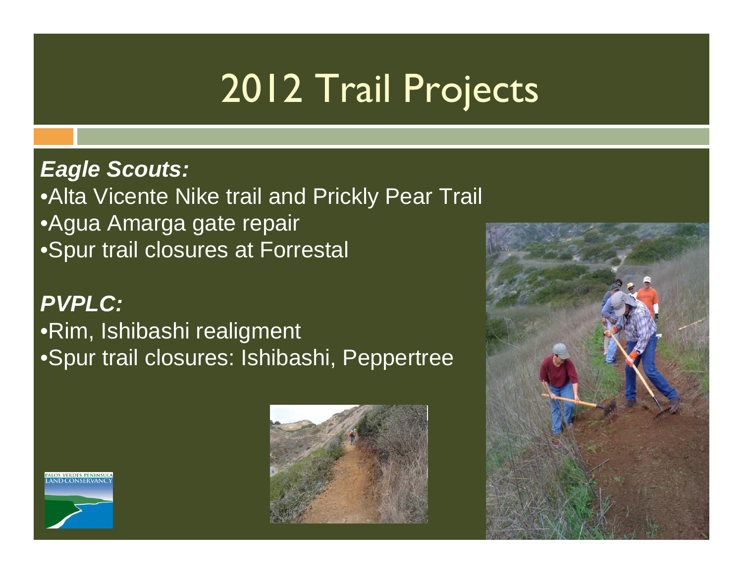# 2012 Trail Projects

***Eagle Scouts:***

- Alta Vicente Nike trail and Prickly Pear Trail
- Agua Amarga gate repair
- Spur trail closures at Forrestal

***PVPLC:***

- Rim, Ishibashi realigment
- Spur trail closures: Ishibashi, Peppertree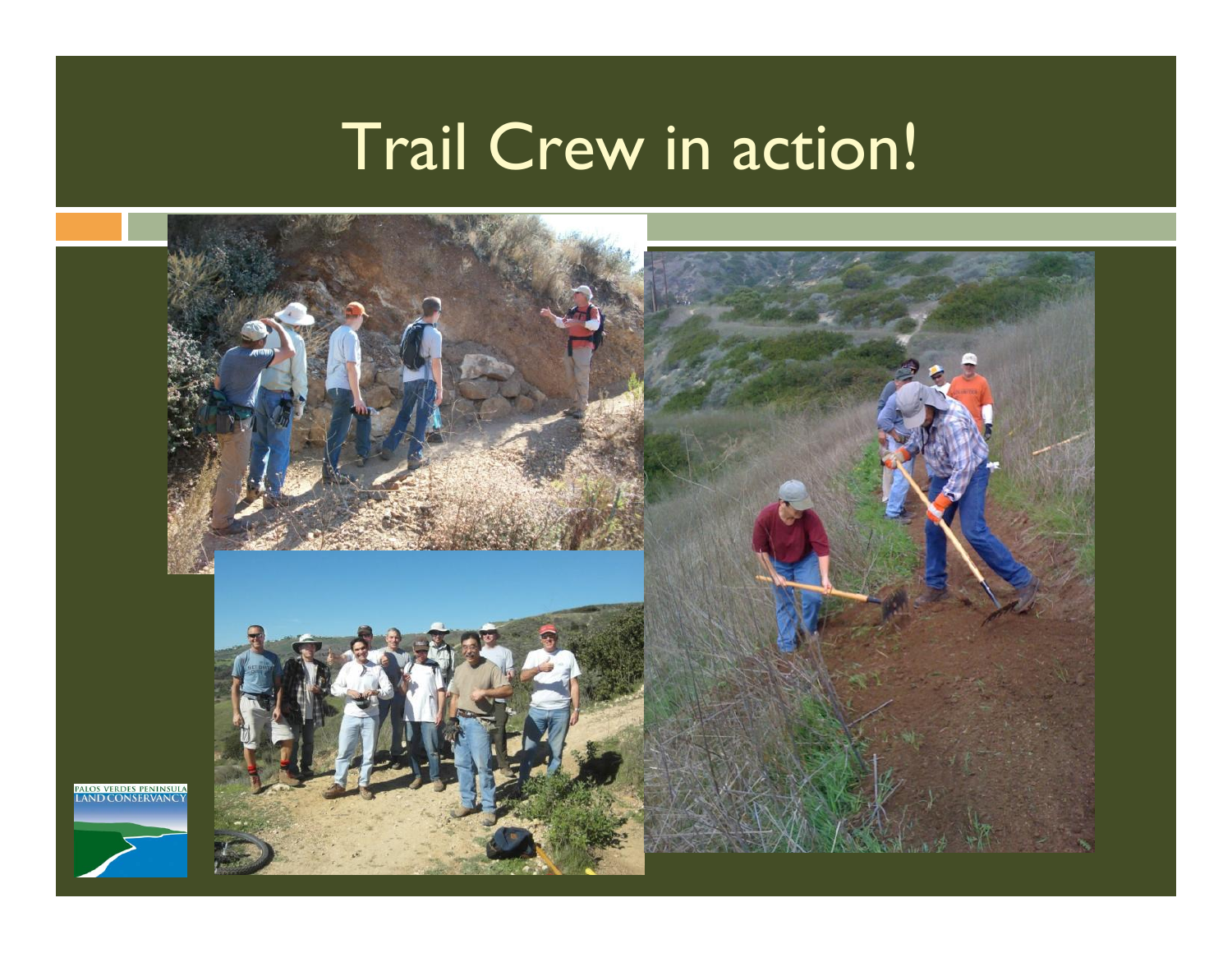# Trail Crew in action!